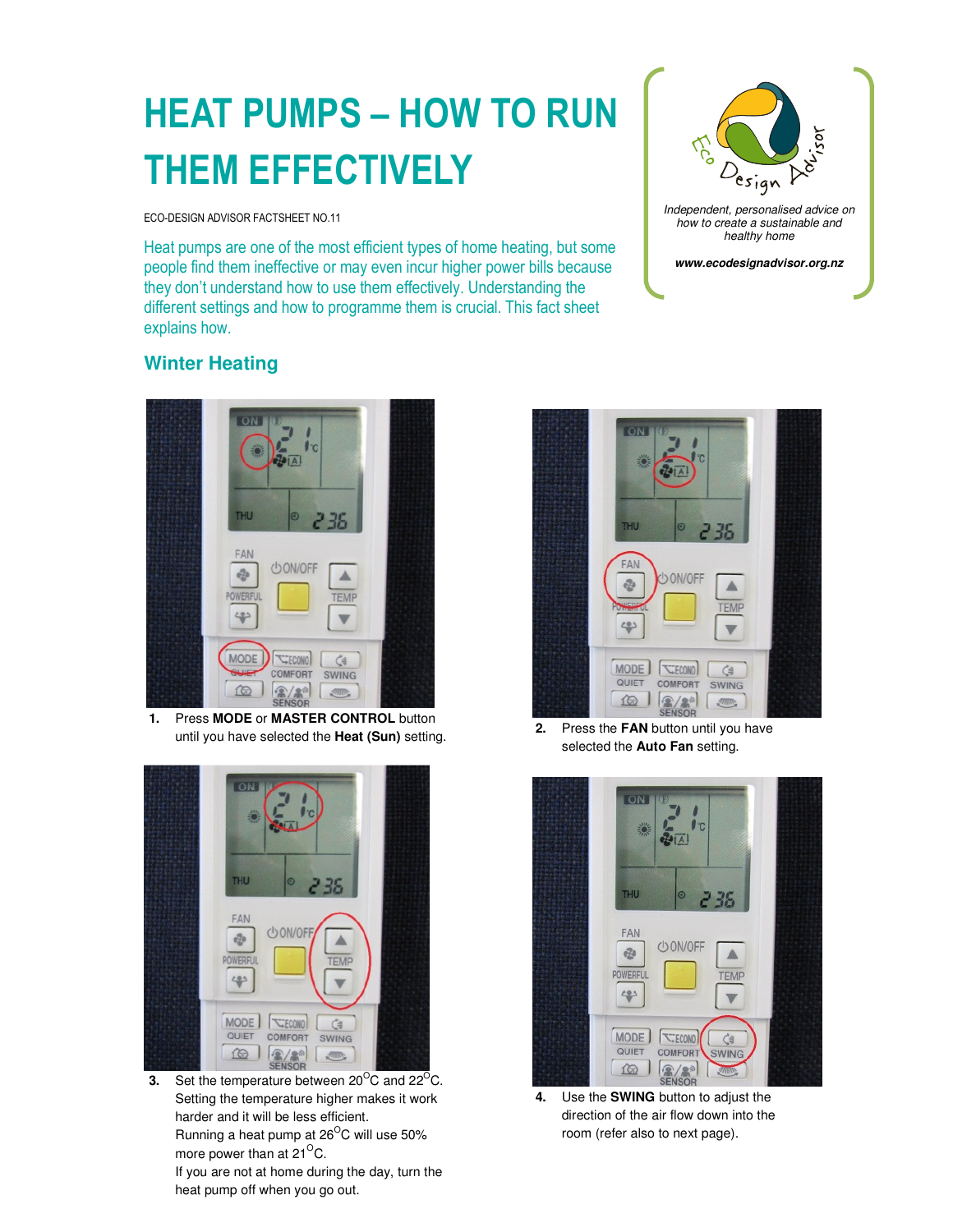# HEAT PUMPS – HOW TO RUN THEM EFFECTIVELY

ECO-DESIGN ADVISOR FACTSHEET NO.11

Heat pumps are one of the most efficient types of home heating, but some people find them ineffective or may even incur higher power bills because they don't understand how to use them effectively. Understanding the different settings and how to programme them is crucial. This fact sheet explains how.

*Independent, personalised advice on how to create a sustainable and healthy home*

***www.ecodesignadvisor.org.nz***

## Winter Heating

1. Press **MODE** or **MASTER CONTROL** button until you have selected the **Heat (Sun)** setting.

2. Press the **FAN** button until you have selected the **Auto Fan** setting.

3. Set the temperature between 20°C and 22°C. Setting the temperature higher makes it work harder and it will be less efficient. Running a heat pump at 26°C will use 50% more power than at 21°C. If you are not at home during the day, turn the heat pump off when you go out.

4. Use the **SWING** button to adjust the direction of the air flow down into the room (refer also to next page).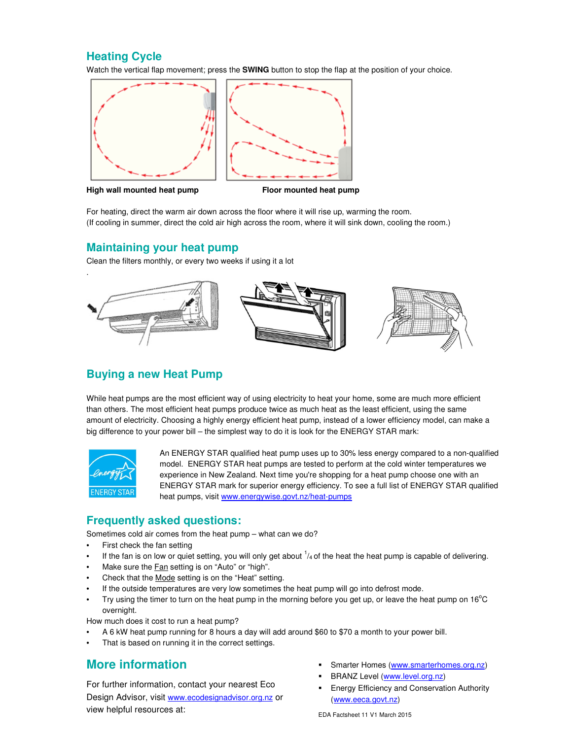## Heating Cycle

Watch the vertical flap movement; press the **SWING** button to stop the flap at the position of your choice.

**High wall mounted heat pump**

**Floor mounted heat pump**

For heating, direct the warm air down across the floor where it will rise up, warming the room.
(If cooling in summer, direct the cold air high across the room, where it will sink down, cooling the room.)

## Maintaining your heat pump

Clean the filters monthly, or every two weeks if using it a lot

.

## Buying a new Heat Pump

While heat pumps are the most efficient way of using electricity to heat your home, some are much more efficient than others. The most efficient heat pumps produce twice as much heat as the least efficient, using the same amount of electricity. Choosing a highly energy efficient heat pump, instead of a lower efficiency model, can make a big difference to your power bill – the simplest way to do it is look for the ENERGY STAR mark:

An ENERGY STAR qualified heat pump uses up to 30% less energy compared to a non-qualified model. ENERGY STAR heat pumps are tested to perform at the cold winter temperatures we experience in New Zealand. Next time you're shopping for a heat pump choose one with an ENERGY STAR mark for superior energy efficiency. To see a full list of ENERGY STAR qualified heat pumps, visit www.energywise.govt.nz/heat-pumps

## Frequently asked questions:

Sometimes cold air comes from the heat pump – what can we do?

- First check the fan setting
- If the fan is on low or quiet setting, you will only get about $^{1}/_{4}$ of the heat the heat pump is capable of delivering.
- Make sure the Fan setting is on "Auto" or "high".
- Check that the Mode setting is on the "Heat" setting.
- If the outside temperatures are very low sometimes the heat pump will go into defrost mode.
- Try using the timer to turn on the heat pump in the morning before you get up, or leave the heat pump on 16°C overnight.

How much does it cost to run a heat pump?

- A 6 kW heat pump running for 8 hours a day will add around $60 to $70 a month to your power bill.
- That is based on running it in the correct settings.

## More information

For further information, contact your nearest Eco Design Advisor, visit www.ecodesignadvisor.org.nz or view helpful resources at:

- Smarter Homes (www.smarterhomes.org.nz)
- BRANZ Level (www.level.org.nz)
- Energy Efficiency and Conservation Authority (www.eeca.govt.nz)

EDA Factsheet 11 V1 March 2015